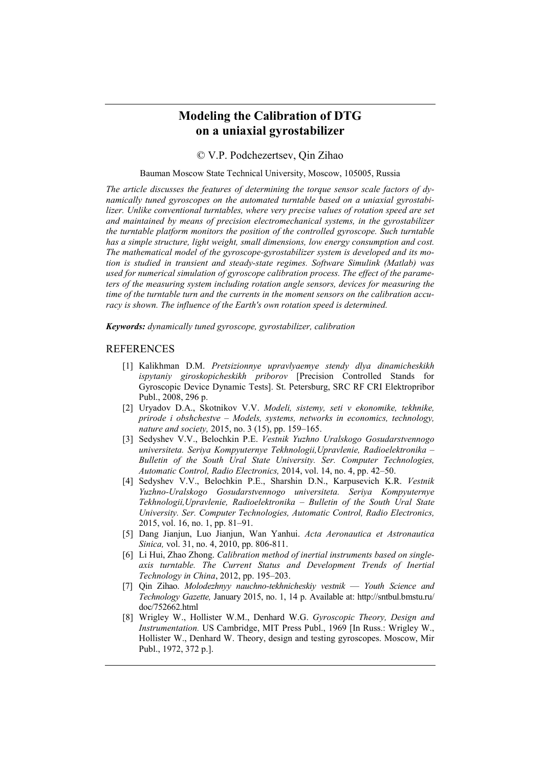# Modeling the Calibration of DTG on a uniaxial gyrostabilizer

© V.P. Podchezertsev, Qin Zihao

Bauman Moscow State Technical University, Moscow, 105005, Russia

*The article discusses the features of determining the torque sensor scale factors of dynamically tuned gyroscopes on the automated turntable based on a uniaxial gyrostabilizer. Unlike conventional turntables, where very precise values of rotation speed are set and maintained by means of precision electromechanical systems, in the gyrostabilizer the turntable platform monitors the position of the controlled gyroscope. Such turntable has a simple structure, light weight, small dimensions, low energy consumption and cost. The mathematical model of the gyroscope-gyrostabilizer system is developed and its motion is studied in transient and steady-state regimes. Software Simulink (Matlab) was used for numerical simulation of gyroscope calibration process. The effect of the parameters of the measuring system including rotation angle sensors, devices for measuring the time of the turntable turn and the currents in the moment sensors on the calibration accuracy is shown. The influence of the Earth's own rotation speed is determined.*

***Keywords:*** *dynamically tuned gyroscope, gyrostabilizer, calibration*

## REFERENCES

[1] Kalikhman D.M. *Pretsizionnye upravlyaemye stendy dlya dinamicheskikh ispytaniy giroskopicheskikh priborov* [Precision Controlled Stands for Gyroscopic Device Dynamic Tests]. St. Petersburg, SRC RF CRI Elektropribor Publ., 2008, 296 p.

[2] Uryadov D.A., Skotnikov V.V. *Modeli, sistemy, seti v ekonomike, tekhnike, prirode i obshchestve – Models, systems, networks in economics, technology, nature and society,* 2015, no. 3 (15), pp. 159–165.

[3] Sedyshev V.V., Belochkin P.E. *Vestnik Yuzhno Uralskogo Gosudarstvennogo universiteta. Seriya Kompyuternye Tekhnologii,Upravlenie, Radioelektronika – Bulletin of the South Ural State University. Ser. Computer Technologies, Automatic Control, Radio Electronics,* 2014, vol. 14, no. 4, pp. 42–50.

[4] Sedyshev V.V., Belochkin P.E., Sharshin D.N., Karpusevich K.R. *Vestnik Yuzhno-Uralskogo Gosudarstvennogo universiteta. Seriya Kompyuternye Tekhnologii,Upravlenie, Radioelektronika – Bulletin of the South Ural State University. Ser. Computer Technologies, Automatic Control, Radio Electronics,* 2015, vol. 16, no. 1, pp. 81–91.

[5] Dang Jianjun, Luo Jianjun, Wan Yanhui. *Acta Aeronautica et Astronautica Sinica,* vol. 31, no. 4, 2010, pp. 806-811.

[6] Li Hui, Zhao Zhong. *Calibration method of inertial instruments based on single-axis turntable. The Current Status and Development Trends of Inertial Technology in China*, 2012, pp. 195–203.

[7] Qin Zihao. *Molodezhnyy nauchno-tekhnicheskiy vestnik — Youth Science and Technology Gazette,* January 2015, no. 1, 14 p. Available at: http://sntbul.bmstu.ru/doc/752662.html

[8] Wrigley W., Hollister W.M., Denhard W.G. *Gyroscopic Theory, Design and Instrumentation.* US Cambridge, MIT Press Publ., 1969 [In Russ.: Wrigley W., Hollister W., Denhard W. Theory, design and testing gyroscopes. Moscow, Mir Publ., 1972, 372 p.].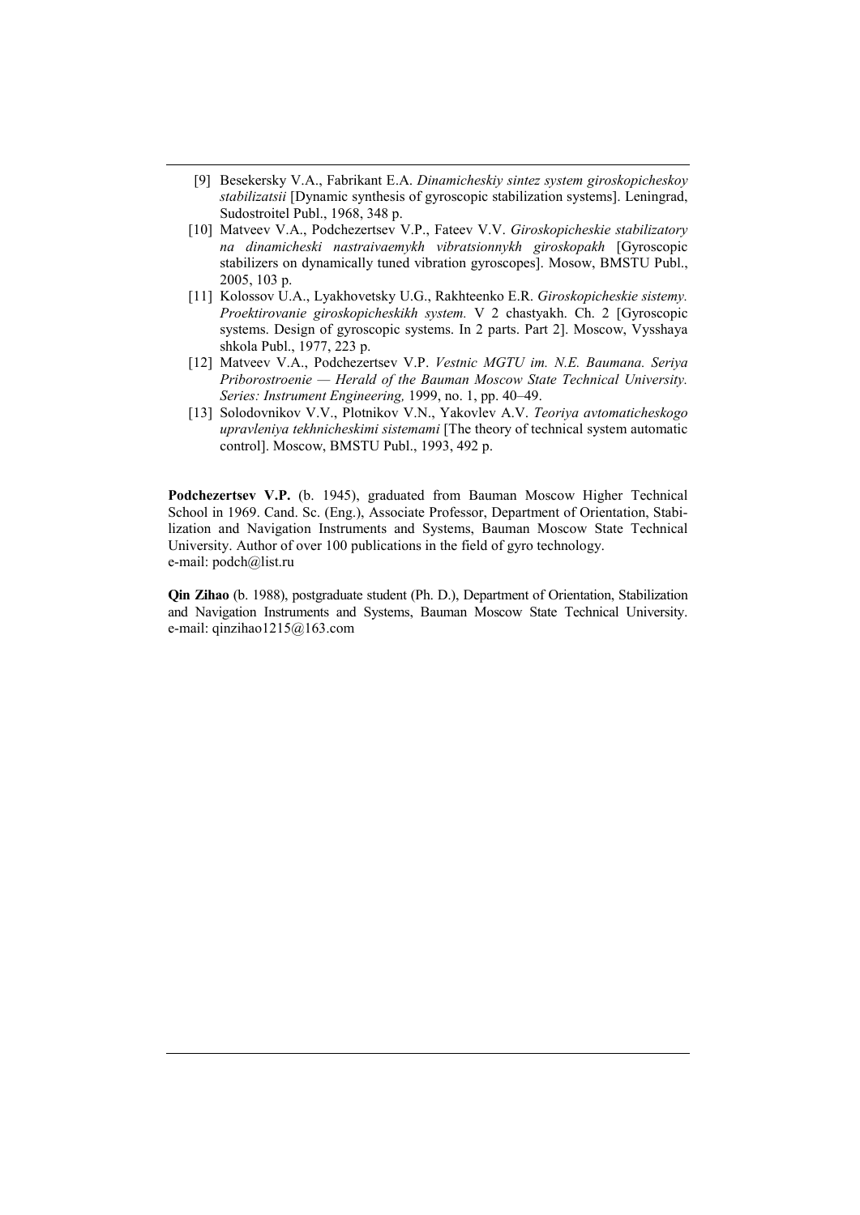[9] Besekersky V.A., Fabrikant E.A. *Dinamicheskiy sintez system giroskopicheskoy stabilizatsii* [Dynamic synthesis of gyroscopic stabilization systems]. Leningrad, Sudostroitel Publ., 1968, 348 p.

[10] Matveev V.A., Podchezertsev V.P., Fateev V.V. *Giroskopicheskie stabilizatory na dinamicheski nastraivaemykh vibratsionnykh giroskopakh* [Gyroscopic stabilizers on dynamically tuned vibration gyroscopes]. Mosow, BMSTU Publ., 2005, 103 p.

[11] Kolossov U.A., Lyakhovetsky U.G., Rakhteenko E.R. *Giroskopicheskie sistemy. Proektirovanie giroskopicheskikh system.* V 2 chastyakh. Ch. 2 [Gyroscopic systems. Design of gyroscopic systems. In 2 parts. Part 2]. Moscow, Vysshaya shkola Publ., 1977, 223 p.

[12] Matveev V.A., Podchezertsev V.P. *Vestnic MGTU im. N.E. Baumana. Seriya Priborostroenie — Herald of the Bauman Moscow State Technical University. Series: Instrument Engineering,* 1999, no. 1, pp. 40–49.

[13] Solodovnikov V.V., Plotnikov V.N., Yakovlev A.V. *Teoriya avtomaticheskogo upravleniya tekhnicheskimi sistemami* [The theory of technical system automatic control]. Moscow, BMSTU Publ., 1993, 492 p.

**Podchezertsev V.P.** (b. 1945), graduated from Bauman Moscow Higher Technical School in 1969. Cand. Sc. (Eng.), Associate Professor, Department of Orientation, Stabilization and Navigation Instruments and Systems, Bauman Moscow State Technical University. Author of over 100 publications in the field of gyro technology.
e-mail: podch@list.ru

**Qin Zihao** (b. 1988), postgraduate student (Ph. D.), Department of Orientation, Stabilization and Navigation Instruments and Systems, Bauman Moscow State Technical University.
e-mail: qinzihao1215@163.com